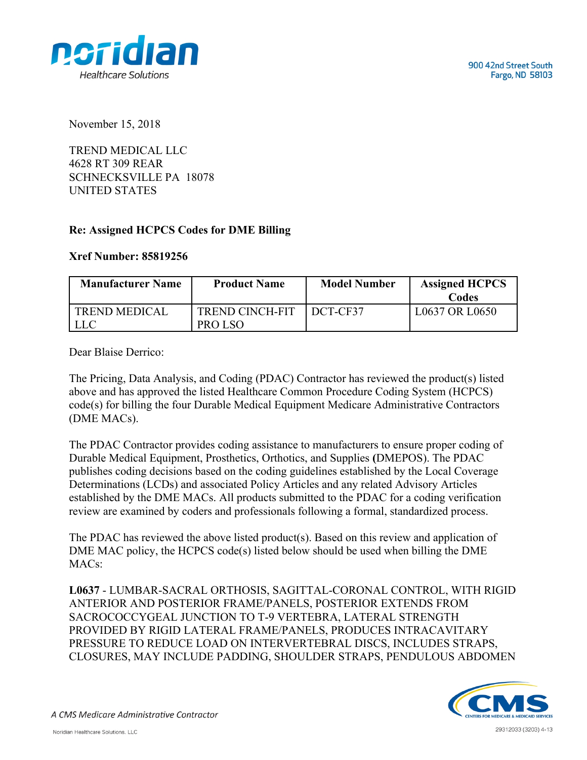900 42nd Street South
Fargo, ND 58103

November 15, 2018

TREND MEDICAL LLC
4628 RT 309 REAR
SCHNECKSVILLE PA 18078
UNITED STATES

**Re: Assigned HCPCS Codes for DME Billing**

**Xref Number: 85819256**

| Manufacturer Name | Product Name | Model Number | Assigned HCPCS Codes |
|---|---|---|---|
| TREND MEDICAL LLC | TREND CINCH-FIT PRO LSO | DCT-CF37 | L0637 OR L0650 |

Dear Blaise Derrico:

The Pricing, Data Analysis, and Coding (PDAC) Contractor has reviewed the product(s) listed above and has approved the listed Healthcare Common Procedure Coding System (HCPCS) code(s) for billing the four Durable Medical Equipment Medicare Administrative Contractors (DME MACs).

The PDAC Contractor provides coding assistance to manufacturers to ensure proper coding of Durable Medical Equipment, Prosthetics, Orthotics, and Supplies (DMEPOS). The PDAC publishes coding decisions based on the coding guidelines established by the Local Coverage Determinations (LCDs) and associated Policy Articles and any related Advisory Articles established by the DME MACs. All products submitted to the PDAC for a coding verification review are examined by coders and professionals following a formal, standardized process.

The PDAC has reviewed the above listed product(s). Based on this review and application of DME MAC policy, the HCPCS code(s) listed below should be used when billing the DME MACs:

**L0637** - LUMBAR-SACRAL ORTHOSIS, SAGITTAL-CORONAL CONTROL, WITH RIGID ANTERIOR AND POSTERIOR FRAME/PANELS, POSTERIOR EXTENDS FROM SACROCOCCYGEAL JUNCTION TO T-9 VERTEBRA, LATERAL STRENGTH PROVIDED BY RIGID LATERAL FRAME/PANELS, PRODUCES INTRACAVITARY PRESSURE TO REDUCE LOAD ON INTERVERTEBRAL DISCS, INCLUDES STRAPS, CLOSURES, MAY INCLUDE PADDING, SHOULDER STRAPS, PENDULOUS ABDOMEN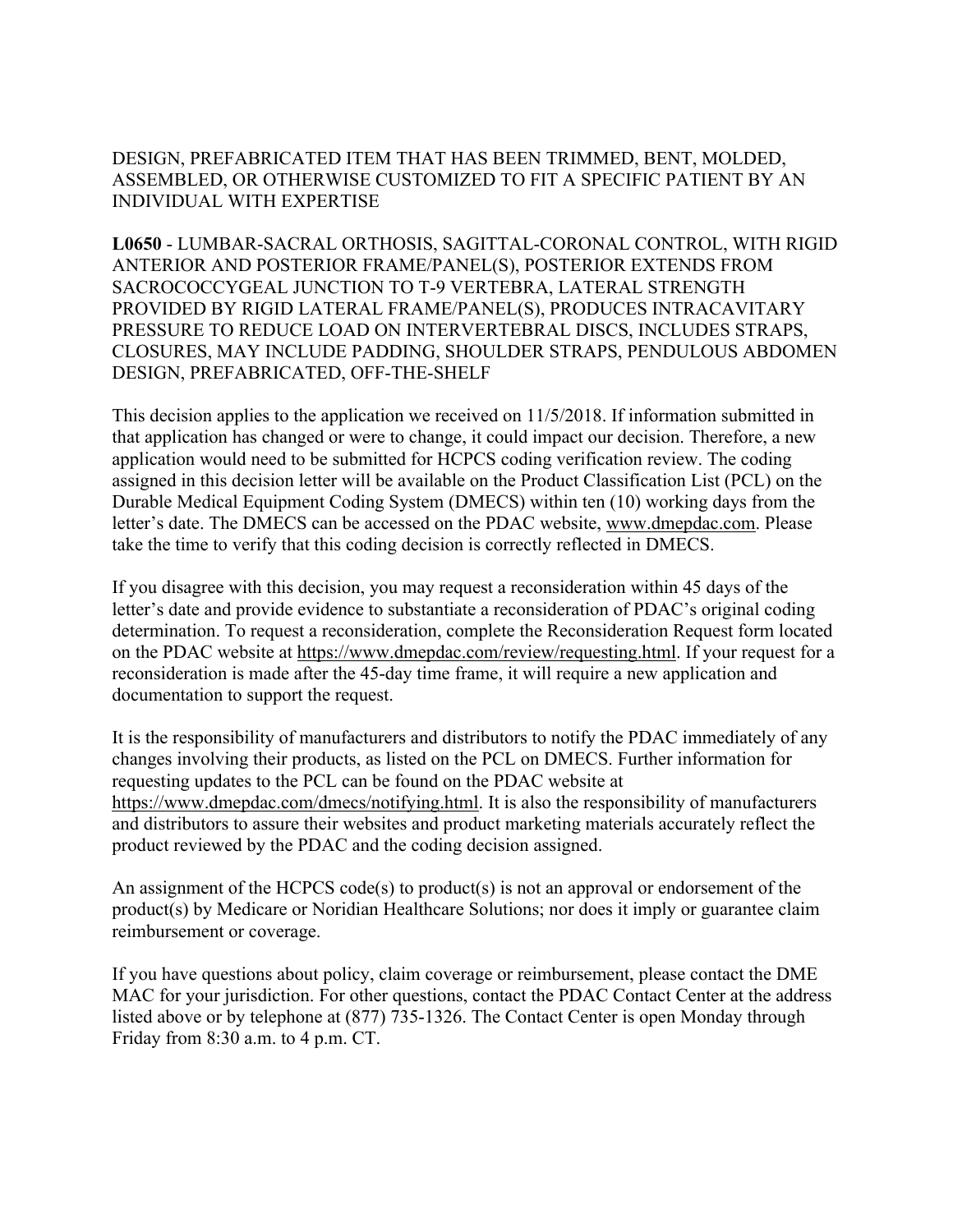DESIGN, PREFABRICATED ITEM THAT HAS BEEN TRIMMED, BENT, MOLDED, ASSEMBLED, OR OTHERWISE CUSTOMIZED TO FIT A SPECIFIC PATIENT BY AN INDIVIDUAL WITH EXPERTISE

**L0650** - LUMBAR-SACRAL ORTHOSIS, SAGITTAL-CORONAL CONTROL, WITH RIGID ANTERIOR AND POSTERIOR FRAME/PANEL(S), POSTERIOR EXTENDS FROM SACROCOCCYGEAL JUNCTION TO T-9 VERTEBRA, LATERAL STRENGTH PROVIDED BY RIGID LATERAL FRAME/PANEL(S), PRODUCES INTRACAVITARY PRESSURE TO REDUCE LOAD ON INTERVERTEBRAL DISCS, INCLUDES STRAPS, CLOSURES, MAY INCLUDE PADDING, SHOULDER STRAPS, PENDULOUS ABDOMEN DESIGN, PREFABRICATED, OFF-THE-SHELF

This decision applies to the application we received on 11/5/2018. If information submitted in that application has changed or were to change, it could impact our decision. Therefore, a new application would need to be submitted for HCPCS coding verification review. The coding assigned in this decision letter will be available on the Product Classification List (PCL) on the Durable Medical Equipment Coding System (DMECS) within ten (10) working days from the letter's date. The DMECS can be accessed on the PDAC website, www.dmepdac.com. Please take the time to verify that this coding decision is correctly reflected in DMECS.

If you disagree with this decision, you may request a reconsideration within 45 days of the letter's date and provide evidence to substantiate a reconsideration of PDAC's original coding determination. To request a reconsideration, complete the Reconsideration Request form located on the PDAC website at https://www.dmepdac.com/review/requesting.html. If your request for a reconsideration is made after the 45-day time frame, it will require a new application and documentation to support the request.

It is the responsibility of manufacturers and distributors to notify the PDAC immediately of any changes involving their products, as listed on the PCL on DMECS. Further information for requesting updates to the PCL can be found on the PDAC website at https://www.dmepdac.com/dmecs/notifying.html. It is also the responsibility of manufacturers and distributors to assure their websites and product marketing materials accurately reflect the product reviewed by the PDAC and the coding decision assigned.

An assignment of the HCPCS code(s) to product(s) is not an approval or endorsement of the product(s) by Medicare or Noridian Healthcare Solutions; nor does it imply or guarantee claim reimbursement or coverage.

If you have questions about policy, claim coverage or reimbursement, please contact the DME MAC for your jurisdiction. For other questions, contact the PDAC Contact Center at the address listed above or by telephone at (877) 735-1326. The Contact Center is open Monday through Friday from 8:30 a.m. to 4 p.m. CT.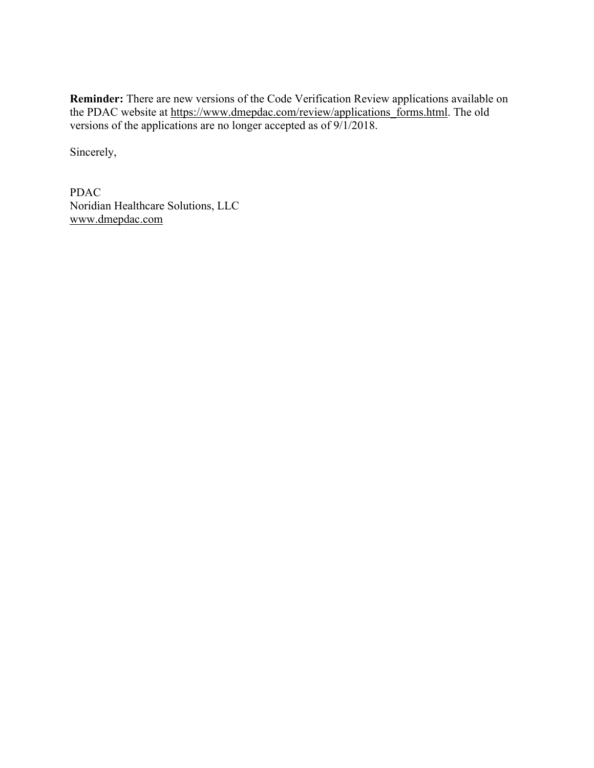**Reminder:** There are new versions of the Code Verification Review applications available on the PDAC website at https://www.dmepdac.com/review/applications_forms.html. The old versions of the applications are no longer accepted as of 9/1/2018.

Sincerely,

PDAC
Noridian Healthcare Solutions, LLC
www.dmepdac.com